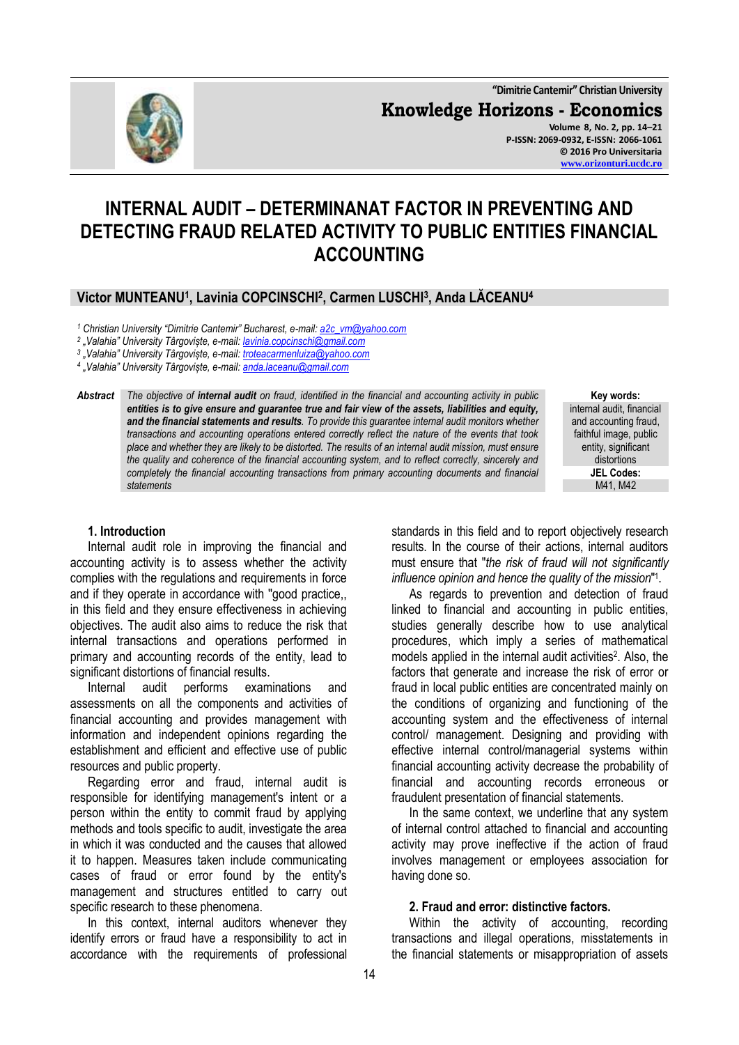# INTERNAL AUDIT – DETERMINANAT FACTOR IN PREVENTING AND DETECTING FRAUD RELATED ACTIVITY TO PUBLIC ENTITIES FINANCIAL ACCOUNTING

**Victor MUNTEANU[1], Lavinia COPCINSCHI[2], Carmen LUSCHI[3], Anda LĂCEANU[4]**

[1] *Christian University "Dimitrie Cantemir" Bucharest, e-mail: a2c_vm@yahoo.com*
[2] *„Valahia" University Târgoviște, e-mail: lavinia.copcinschi@gmail.com*
[3] *„Valahia" University Târgoviște, e-mail: troteacarmenluiza@yahoo.com*
[4] *„Valahia" University Târgoviște, e-mail: anda.laceanu@gmail.com*

**Abstract** *The objective of **internal audit** on fraud, identified in the financial and accounting activity in public **entities is to give ensure and guarantee true and fair view of the assets, liabilities and equity, and the financial statements and results**. To provide this guarantee internal audit monitors whether transactions and accounting operations entered correctly reflect the nature of the events that took place and whether they are likely to be distorted. The results of an internal audit mission, must ensure the quality and coherence of the financial accounting system, and to reflect correctly, sincerely and completely the financial accounting transactions from primary accounting documents and financial statements*

**Key words:** internal audit, financial and accounting fraud, faithful image, public entity, significant distortions

**JEL Codes:** M41, M42

## 1. Introduction

Internal audit role in improving the financial and accounting activity is to assess whether the activity complies with the regulations and requirements in force and if they operate in accordance with "good practice,, in this field and they ensure effectiveness in achieving objectives. The audit also aims to reduce the risk that internal transactions and operations performed in primary and accounting records of the entity, lead to significant distortions of financial results.

Internal audit performs examinations and assessments on all the components and activities of financial accounting and provides management with information and independent opinions regarding the establishment and efficient and effective use of public resources and public property.

Regarding error and fraud, internal audit is responsible for identifying management's intent or a person within the entity to commit fraud by applying methods and tools specific to audit, investigate the area in which it was conducted and the causes that allowed it to happen. Measures taken include communicating cases of fraud or error found by the entity's management and structures entitled to carry out specific research to these phenomena.

In this context, internal auditors whenever they identify errors or fraud have a responsibility to act in accordance with the requirements of professional standards in this field and to report objectively research results. In the course of their actions, internal auditors must ensure that "*the risk of fraud will not significantly influence opinion and hence the quality of the mission*"[1].

As regards to prevention and detection of fraud linked to financial and accounting in public entities, studies generally describe how to use analytical procedures, which imply a series of mathematical models applied in the internal audit activities[2]. Also, the factors that generate and increase the risk of error or fraud in local public entities are concentrated mainly on the conditions of organizing and functioning of the accounting system and the effectiveness of internal control/ management. Designing and providing with effective internal control/managerial systems within financial accounting activity decrease the probability of financial and accounting records erroneous or fraudulent presentation of financial statements.

In the same context, we underline that any system of internal control attached to financial and accounting activity may prove ineffective if the action of fraud involves management or employees association for having done so.

## 2. Fraud and error: distinctive factors.

Within the activity of accounting, recording transactions and illegal operations, misstatements in the financial statements or misappropriation of assets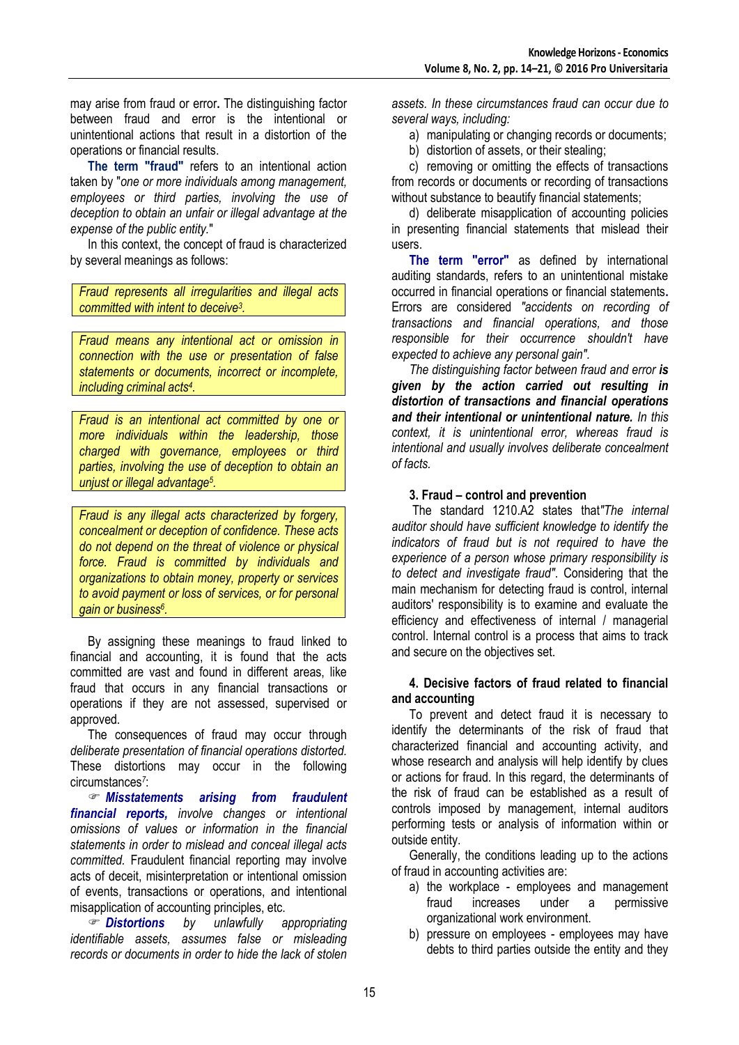may arise from fraud or error**.** The distinguishing factor between fraud and error is the intentional or unintentional actions that result in a distortion of the operations or financial results.

**The term "fraud"** refers to an intentional action taken by "*one or more individuals among management, employees or third parties, involving the use of deception to obtain an unfair or illegal advantage at the expense of the public entity.*"

In this context, the concept of fraud is characterized by several meanings as follows:

> *Fraud represents all irregularities and illegal acts committed with intent to deceive[3].*

> *Fraud means any intentional act or omission in connection with the use or presentation of false statements or documents, incorrect or incomplete, including criminal acts[4].*

> *Fraud is an intentional act committed by one or more individuals within the leadership, those charged with governance, employees or third parties, involving the use of deception to obtain an unjust or illegal advantage[5].*

> *Fraud is any illegal acts characterized by forgery, concealment or deception of confidence. These acts do not depend on the threat of violence or physical force. Fraud is committed by individuals and organizations to obtain money, property or services to avoid payment or loss of services, or for personal gain or business[6].*

By assigning these meanings to fraud linked to financial and accounting, it is found that the acts committed are vast and found in different areas, like fraud that occurs in any financial transactions or operations if they are not assessed, supervised or approved.

The consequences of fraud may occur through *deliberate presentation of financial operations distorted.* These distortions may occur in the following circumstances[7]:

☞ ***Misstatements arising from fraudulent financial reports,*** *involve changes or intentional omissions of values or information in the financial statements in order to mislead and conceal illegal acts committed.* Fraudulent financial reporting may involve acts of deceit, misinterpretation or intentional omission of events, transactions or operations, and intentional misapplication of accounting principles, etc.

☞ ***Distortions*** *by unlawfully appropriating identifiable assets, assumes false or misleading records or documents in order to hide the lack of stolen assets. In these circumstances fraud can occur due to several ways, including:*

a) manipulating or changing records or documents;

b) distortion of assets, or their stealing;

c) removing or omitting the effects of transactions from records or documents or recording of transactions without substance to beautify financial statements;

d) deliberate misapplication of accounting policies in presenting financial statements that mislead their users.

**The term "error"** as defined by international auditing standards, refers to an unintentional mistake occurred in financial operations or financial statements**.** Errors are considered *"accidents on recording of transactions and financial operations, and those responsible for their occurrence shouldn't have expected to achieve any personal gain".*

*The distinguishing factor between fraud and error* ***is given by the action carried out resulting in distortion of transactions and financial operations and their intentional or unintentional nature.*** *In this context, it is unintentional error, whereas fraud is intentional and usually involves deliberate concealment of facts.*

### 3. Fraud – control and prevention

The standard 1210.A2 states that*"The internal auditor should have sufficient knowledge to identify the indicators of fraud but is not required to have the experience of a person whose primary responsibility is to detect and investigate fraud".* Considering that the main mechanism for detecting fraud is control, internal auditors' responsibility is to examine and evaluate the efficiency and effectiveness of internal / managerial control. Internal control is a process that aims to track and secure on the objectives set.

### 4. Decisive factors of fraud related to financial and accounting

To prevent and detect fraud it is necessary to identify the determinants of the risk of fraud that characterized financial and accounting activity, and whose research and analysis will help identify by clues or actions for fraud. In this regard, the determinants of the risk of fraud can be established as a result of controls imposed by management, internal auditors performing tests or analysis of information within or outside entity.

Generally, the conditions leading up to the actions of fraud in accounting activities are:

a) the workplace - employees and management fraud increases under a permissive organizational work environment.

b) pressure on employees - employees may have debts to third parties outside the entity and they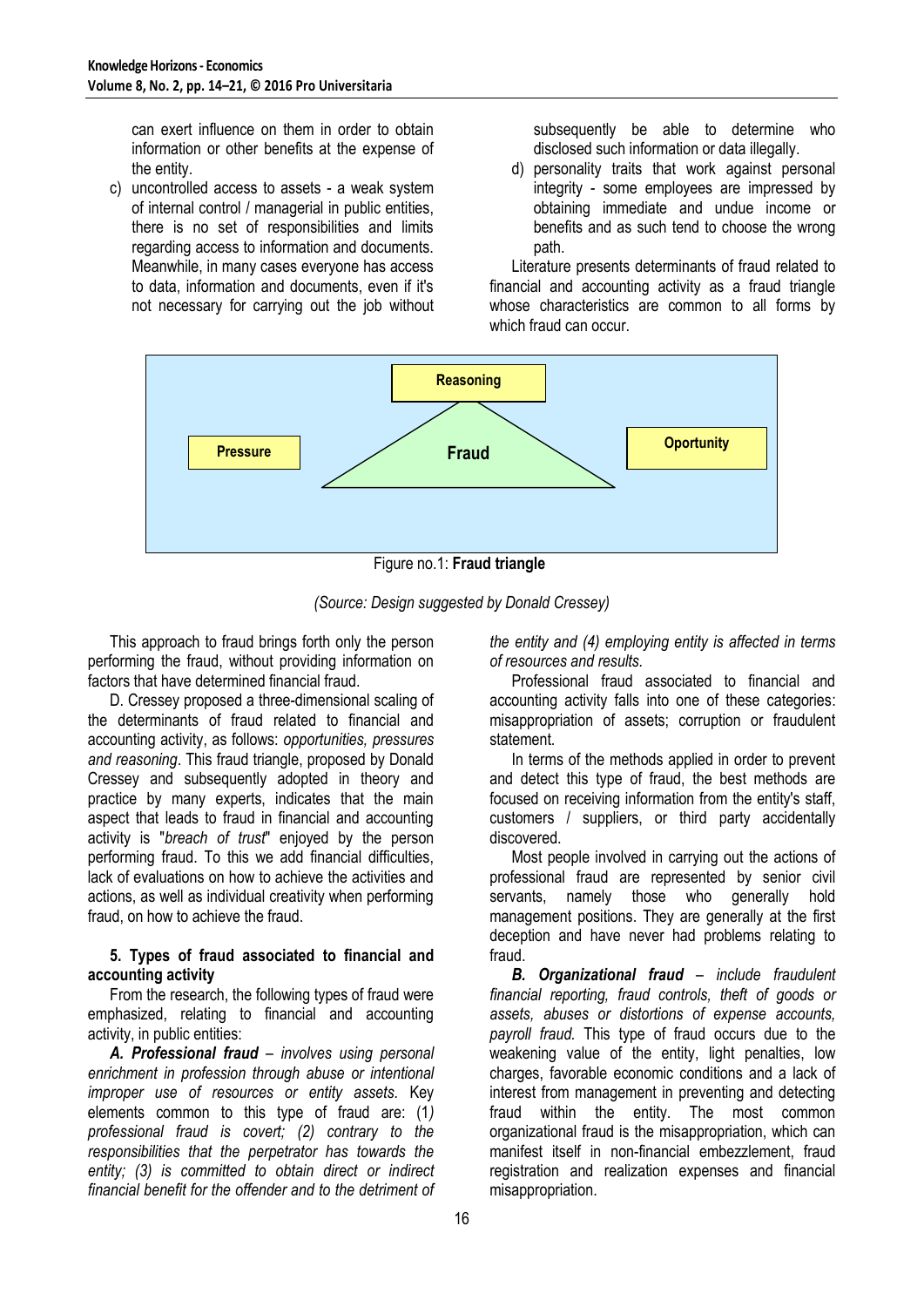can exert influence on them in order to obtain information or other benefits at the expense of the entity.

c) uncontrolled access to assets - a weak system of internal control / managerial in public entities, there is no set of responsibilities and limits regarding access to information and documents. Meanwhile, in many cases everyone has access to data, information and documents, even if it's not necessary for carrying out the job without subsequently be able to determine who disclosed such information or data illegally.

d) personality traits that work against personal integrity - some employees are impressed by obtaining immediate and undue income or benefits and as such tend to choose the wrong path.

Literature presents determinants of fraud related to financial and accounting activity as a fraud triangle whose characteristics are common to all forms by which fraud can occur.

Reasoning

Pressure

Fraud

Oportunity

Figure no.1: **Fraud triangle**

*(Source: Design suggested by Donald Cressey)*

This approach to fraud brings forth only the person performing the fraud, without providing information on factors that have determined financial fraud.

D. Cressey proposed a three-dimensional scaling of the determinants of fraud related to financial and accounting activity, as follows: *opportunities, pressures and reasoning*. This fraud triangle, proposed by Donald Cressey and subsequently adopted in theory and practice by many experts, indicates that the main aspect that leads to fraud in financial and accounting activity is "*breach of trust*" enjoyed by the person performing fraud. To this we add financial difficulties, lack of evaluations on how to achieve the activities and actions, as well as individual creativity when performing fraud, on how to achieve the fraud.

### 5. Types of fraud associated to financial and accounting activity

From the research, the following types of fraud were emphasized, relating to financial and accounting activity, in public entities:

***A. Professional fraud*** – *involves using personal enrichment in profession through abuse or intentional improper use of resources or entity assets.* Key elements common to this type of fraud are: *(1) professional fraud is covert; (2) contrary to the responsibilities that the perpetrator has towards the entity; (3) is committed to obtain direct or indirect financial benefit for the offender and to the detriment of the entity and (4) employing entity is affected in terms of resources and results.*

Professional fraud associated to financial and accounting activity falls into one of these categories: misappropriation of assets; corruption or fraudulent statement.

In terms of the methods applied in order to prevent and detect this type of fraud, the best methods are focused on receiving information from the entity's staff, customers / suppliers, or third party accidentally discovered.

Most people involved in carrying out the actions of professional fraud are represented by senior civil servants, namely those who generally hold management positions. They are generally at the first deception and have never had problems relating to fraud.

***B. Organizational fraud*** – *include fraudulent financial reporting, fraud controls, theft of goods or assets, abuses or distortions of expense accounts, payroll fraud.* This type of fraud occurs due to the weakening value of the entity, light penalties, low charges, favorable economic conditions and a lack of interest from management in preventing and detecting fraud within the entity. The most common organizational fraud is the misappropriation, which can manifest itself in non-financial embezzlement, fraud registration and realization expenses and financial misappropriation.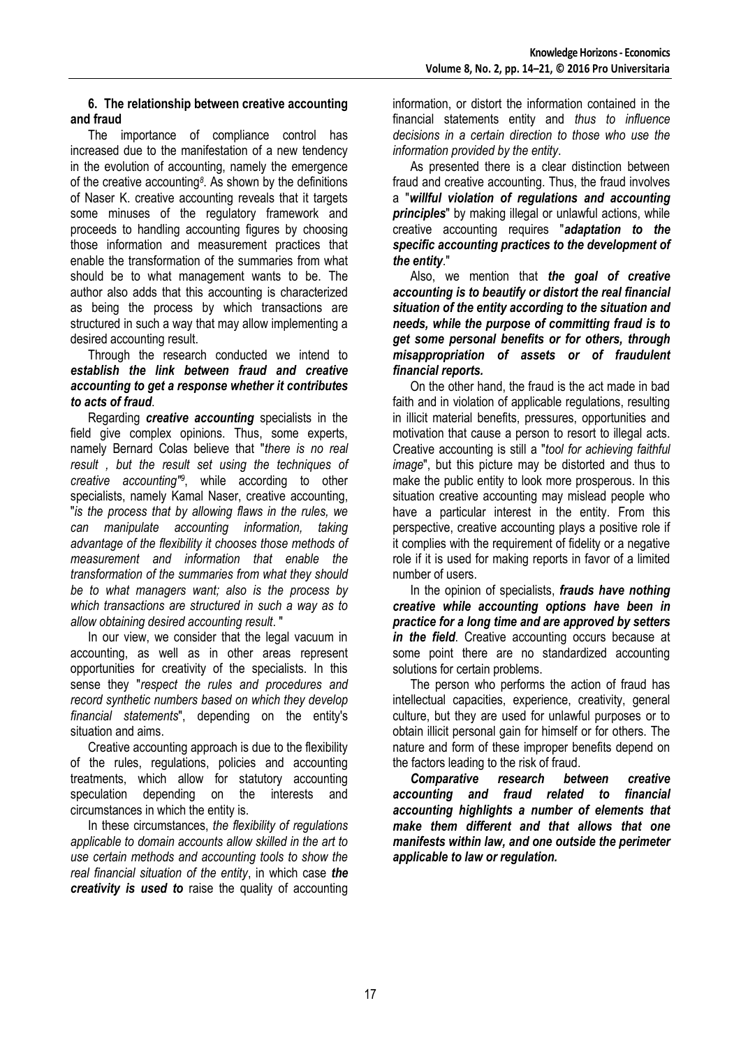### 6. The relationship between creative accounting and fraud

The importance of compliance control has increased due to the manifestation of a new tendency in the evolution of accounting, namely the emergence of the creative accounting[8]. As shown by the definitions of Naser K. creative accounting reveals that it targets some minuses of the regulatory framework and proceeds to handling accounting figures by choosing those information and measurement practices that enable the transformation of the summaries from what should be to what management wants to be. The author also adds that this accounting is characterized as being the process by which transactions are structured in such a way that may allow implementing a desired accounting result.

Through the research conducted we intend to ***establish the link between fraud and creative accounting to get a response whether it contributes to acts of fraud***.

Regarding ***creative accounting*** specialists in the field give complex opinions. Thus, some experts, namely Bernard Colas believe that "*there is no real result , but the result set using the techniques of creative accounting*"[9], while according to other specialists, namely Kamal Naser, creative accounting, "*is the process that by allowing flaws in the rules, we can manipulate accounting information, taking advantage of the flexibility it chooses those methods of measurement and information that enable the transformation of the summaries from what they should be to what managers want; also is the process by which transactions are structured in such a way as to allow obtaining desired accounting result*. "

In our view, we consider that the legal vacuum in accounting, as well as in other areas represent opportunities for creativity of the specialists. In this sense they "*respect the rules and procedures and record synthetic numbers based on which they develop financial statements*", depending on the entity's situation and aims.

Creative accounting approach is due to the flexibility of the rules, regulations, policies and accounting treatments, which allow for statutory accounting speculation depending on the interests and circumstances in which the entity is.

In these circumstances, *the flexibility of regulations applicable to domain accounts allow skilled in the art to use certain methods and accounting tools to show the real financial situation of the entity*, in which case ***the creativity is used to*** raise the quality of accounting information, or distort the information contained in the financial statements entity and *thus to influence decisions in a certain direction to those who use the information provided by the entity*.

As presented there is a clear distinction between fraud and creative accounting. Thus, the fraud involves a "***willful violation of regulations and accounting principles***" by making illegal or unlawful actions, while creative accounting requires "***adaptation to the specific accounting practices to the development of the entity***."

Also, we mention that ***the goal of creative accounting is to beautify or distort the real financial situation of the entity according to the situation and needs, while the purpose of committing fraud is to get some personal benefits or for others, through misappropriation of assets or of fraudulent financial reports.***

On the other hand, the fraud is the act made in bad faith and in violation of applicable regulations, resulting in illicit material benefits, pressures, opportunities and motivation that cause a person to resort to illegal acts. Creative accounting is still a "*tool for achieving faithful image*", but this picture may be distorted and thus to make the public entity to look more prosperous. In this situation creative accounting may mislead people who have a particular interest in the entity. From this perspective, creative accounting plays a positive role if it complies with the requirement of fidelity or a negative role if it is used for making reports in favor of a limited number of users.

In the opinion of specialists, ***frauds have nothing creative while accounting options have been in practice for a long time and are approved by setters in the field***. Creative accounting occurs because at some point there are no standardized accounting solutions for certain problems.

The person who performs the action of fraud has intellectual capacities, experience, creativity, general culture, but they are used for unlawful purposes or to obtain illicit personal gain for himself or for others. The nature and form of these improper benefits depend on the factors leading to the risk of fraud.

***Comparative research between creative accounting and fraud related to financial accounting highlights a number of elements that make them different and that allows that one manifests within law, and one outside the perimeter applicable to law or regulation.***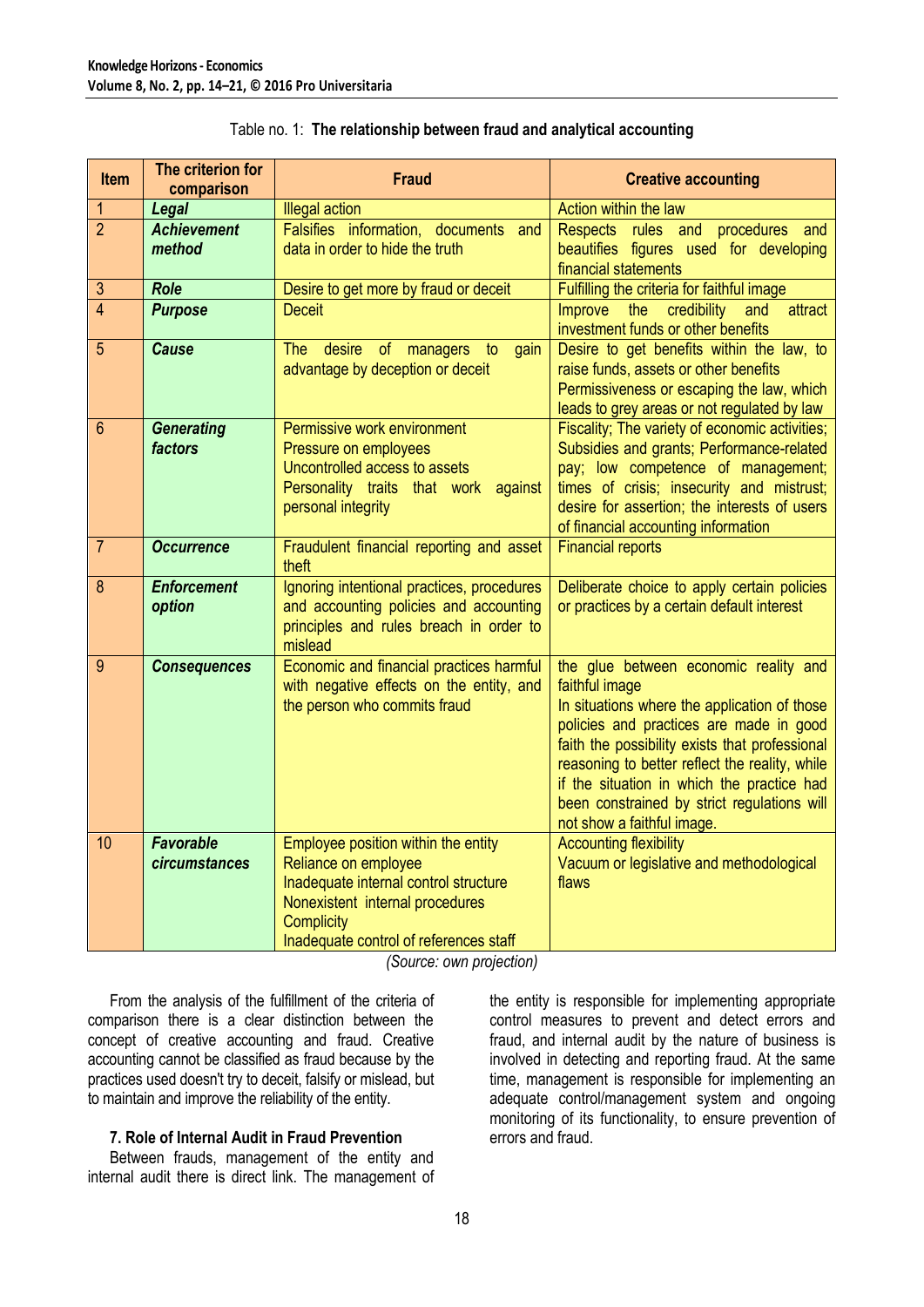Table no. 1: **The relationship between fraud and analytical accounting**

| Item | The criterion for comparison | Fraud | Creative accounting |
|---|---|---|---|
| 1 | ***Legal*** | Illegal action | Action within the law |
| 2 | ***Achievement method*** | Falsifies information, documents and data in order to hide the truth | Respects rules and procedures and beautifies figures used for developing financial statements |
| 3 | ***Role*** | Desire to get more by fraud or deceit | Fulfilling the criteria for faithful image |
| 4 | ***Purpose*** | Deceit | Improve the credibility and attract investment funds or other benefits |
| 5 | ***Cause*** | The desire of managers to gain advantage by deception or deceit | Desire to get benefits within the law, to raise funds, assets or other benefits<br>Permissiveness or escaping the law, which leads to grey areas or not regulated by law |
| 6 | ***Generating factors*** | Permissive work environment<br>Pressure on employees<br>Uncontrolled access to assets<br>Personality traits that work against personal integrity | Fiscality; The variety of economic activities; Subsidies and grants; Performance-related pay; low competence of management; times of crisis; insecurity and mistrust; desire for assertion; the interests of users of financial accounting information |
| 7 | ***Occurrence*** | Fraudulent financial reporting and asset theft | Financial reports |
| 8 | ***Enforcement option*** | Ignoring intentional practices, procedures and accounting policies and accounting principles and rules breach in order to mislead | Deliberate choice to apply certain policies or practices by a certain default interest |
| 9 | ***Consequences*** | Economic and financial practices harmful with negative effects on the entity, and the person who commits fraud | the glue between economic reality and faithful image<br>In situations where the application of those policies and practices are made in good faith the possibility exists that professional reasoning to better reflect the reality, while if the situation in which the practice had been constrained by strict regulations will not show a faithful image. |
| 10 | ***Favorable circumstances*** | Employee position within the entity<br>Reliance on employee<br>Inadequate internal control structure<br>Nonexistent internal procedures<br>Complicity<br>Inadequate control of references staff | Accounting flexibility<br>Vacuum or legislative and methodological flaws |

*(Source: own projection)*

From the analysis of the fulfillment of the criteria of comparison there is a clear distinction between the concept of creative accounting and fraud. Creative accounting cannot be classified as fraud because by the practices used doesn't try to deceit, falsify or mislead, but to maintain and improve the reliability of the entity.

### 7. Role of Internal Audit in Fraud Prevention

Between frauds, management of the entity and internal audit there is direct link. The management of the entity is responsible for implementing appropriate control measures to prevent and detect errors and fraud, and internal audit by the nature of business is involved in detecting and reporting fraud. At the same time, management is responsible for implementing an adequate control/management system and ongoing monitoring of its functionality, to ensure prevention of errors and fraud.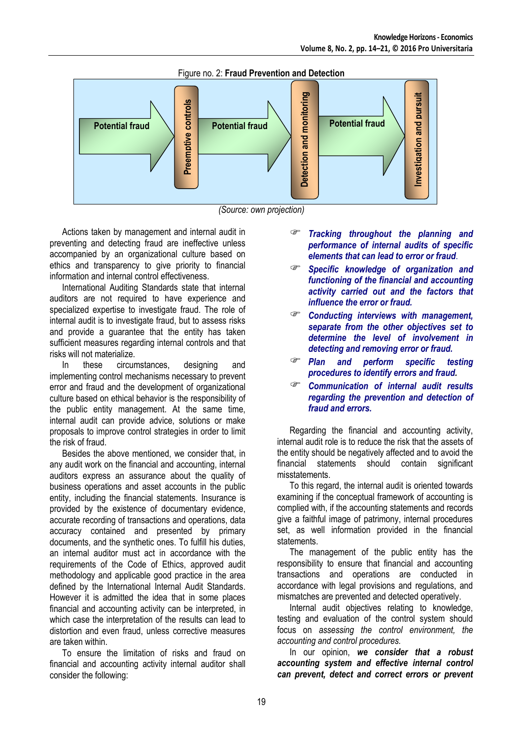Figure no. 2: **Fraud Prevention and Detection**

Potential fraud → Preemptive controls → Potential fraud → Detection and monitoring → Potential fraud → Investigation and pursuit

*(Source: own projection)*

Actions taken by management and internal audit in preventing and detecting fraud are ineffective unless accompanied by an organizational culture based on ethics and transparency to give priority to financial information and internal control effectiveness.

International Auditing Standards state that internal auditors are not required to have experience and specialized expertise to investigate fraud. The role of internal audit is to investigate fraud, but to assess risks and provide a guarantee that the entity has taken sufficient measures regarding internal controls and that risks will not materialize.

In these circumstances, designing and implementing control mechanisms necessary to prevent error and fraud and the development of organizational culture based on ethical behavior is the responsibility of the public entity management. At the same time, internal audit can provide advice, solutions or make proposals to improve control strategies in order to limit the risk of fraud.

Besides the above mentioned, we consider that, in any audit work on the financial and accounting, internal auditors express an assurance about the quality of business operations and asset accounts in the public entity, including the financial statements. Insurance is provided by the existence of documentary evidence, accurate recording of transactions and operations, data accuracy contained and presented by primary documents, and the synthetic ones. To fulfill his duties, an internal auditor must act in accordance with the requirements of the Code of Ethics, approved audit methodology and applicable good practice in the area defined by the International Internal Audit Standards. However it is admitted the idea that in some places financial and accounting activity can be interpreted, in which case the interpretation of the results can lead to distortion and even fraud, unless corrective measures are taken within.

To ensure the limitation of risks and fraud on financial and accounting activity internal auditor shall consider the following:

- ***Tracking throughout the planning and performance of internal audits of specific elements that can lead to error or fraud.***
- ***Specific knowledge of organization and functioning of the financial and accounting activity carried out and the factors that influence the error or fraud.***
- ***Conducting interviews with management, separate from the other objectives set to determine the level of involvement in detecting and removing error or fraud.***
- ***Plan and perform specific testing procedures to identify errors and fraud.***
- ***Communication of internal audit results regarding the prevention and detection of fraud and errors.***

Regarding the financial and accounting activity, internal audit role is to reduce the risk that the assets of the entity should be negatively affected and to avoid the financial statements should contain significant misstatements.

To this regard, the internal audit is oriented towards examining if the conceptual framework of accounting is complied with, if the accounting statements and records give a faithful image of patrimony, internal procedures set, as well information provided in the financial statements.

The management of the public entity has the responsibility to ensure that financial and accounting transactions and operations are conducted in accordance with legal provisions and regulations, and mismatches are prevented and detected operatively.

Internal audit objectives relating to knowledge, testing and evaluation of the control system should focus on *assessing the control environment, the accounting and control procedures.*

In our opinion, ***we consider that a robust accounting system and effective internal control can prevent, detect and correct errors or prevent***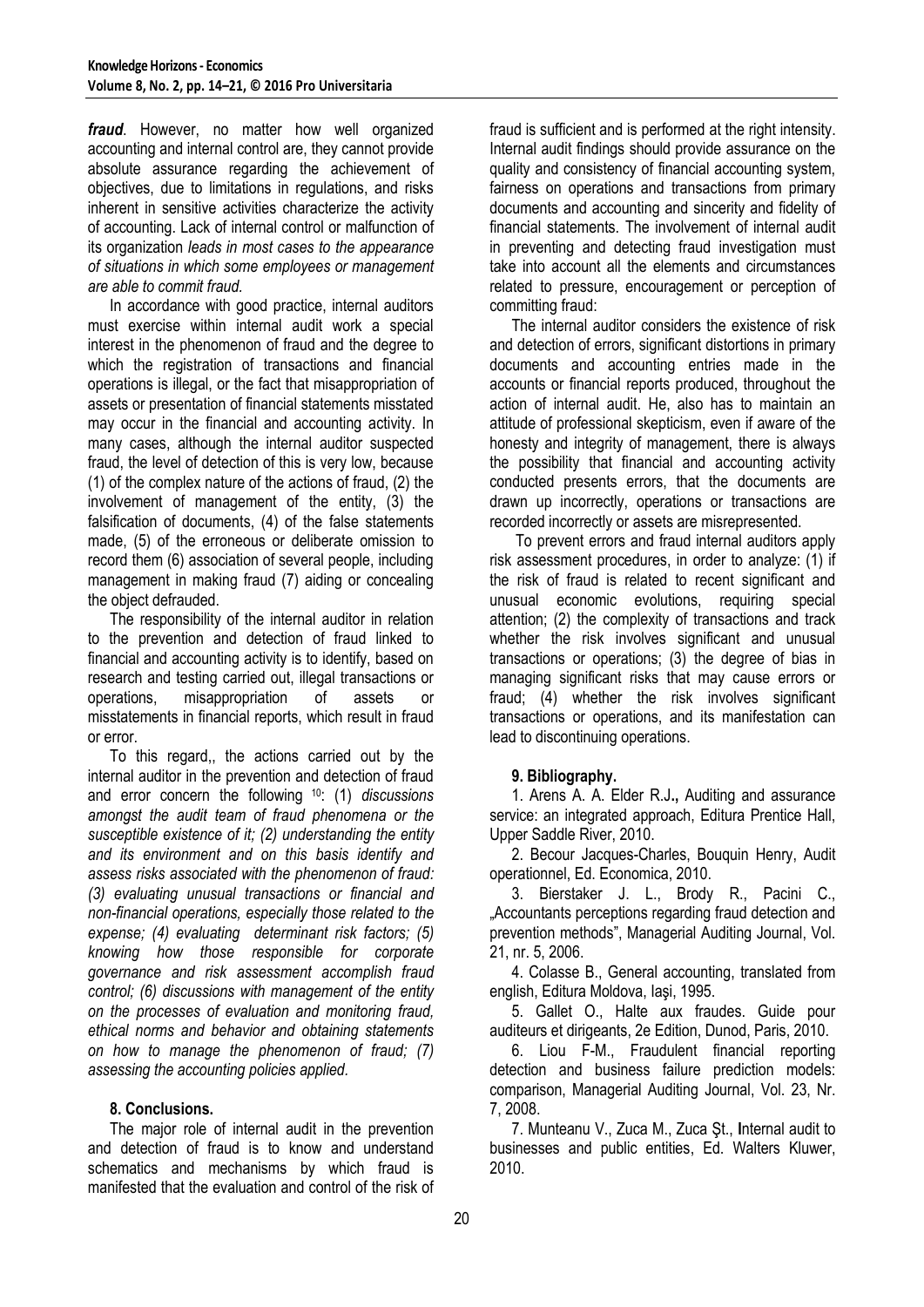***fraud***. However, no matter how well organized accounting and internal control are, they cannot provide absolute assurance regarding the achievement of objectives, due to limitations in regulations, and risks inherent in sensitive activities characterize the activity of accounting. Lack of internal control or malfunction of its organization *leads in most cases to the appearance of situations in which some employees or management are able to commit fraud*.

In accordance with good practice, internal auditors must exercise within internal audit work a special interest in the phenomenon of fraud and the degree to which the registration of transactions and financial operations is illegal, or the fact that misappropriation of assets or presentation of financial statements misstated may occur in the financial and accounting activity. In many cases, although the internal auditor suspected fraud, the level of detection of this is very low, because (1) of the complex nature of the actions of fraud, (2) the involvement of management of the entity, (3) the falsification of documents, (4) of the false statements made, (5) of the erroneous or deliberate omission to record them (6) association of several people, including management in making fraud (7) aiding or concealing the object defrauded.

The responsibility of the internal auditor in relation to the prevention and detection of fraud linked to financial and accounting activity is to identify, based on research and testing carried out, illegal transactions or operations, misappropriation of assets or misstatements in financial reports, which result in fraud or error.

To this regard,, the actions carried out by the internal auditor in the prevention and detection of fraud and error concern the following [10]: (1) *discussions amongst the audit team of fraud phenomena or the susceptible existence of it; (2) understanding the entity and its environment and on this basis identify and assess risks associated with the phenomenon of fraud: (3) evaluating unusual transactions or financial and non-financial operations, especially those related to the expense; (4) evaluating determinant risk factors; (5) knowing how those responsible for corporate governance and risk assessment accomplish fraud control; (6) discussions with management of the entity on the processes of evaluation and monitoring fraud, ethical norms and behavior and obtaining statements on how to manage the phenomenon of fraud; (7) assessing the accounting policies applied.*

## 8. Conclusions.

The major role of internal audit in the prevention and detection of fraud is to know and understand schematics and mechanisms by which fraud is manifested that the evaluation and control of the risk of fraud is sufficient and is performed at the right intensity. Internal audit findings should provide assurance on the quality and consistency of financial accounting system, fairness on operations and transactions from primary documents and accounting and sincerity and fidelity of financial statements. The involvement of internal audit in preventing and detecting fraud investigation must take into account all the elements and circumstances related to pressure, encouragement or perception of committing fraud:

The internal auditor considers the existence of risk and detection of errors, significant distortions in primary documents and accounting entries made in the accounts or financial reports produced, throughout the action of internal audit. He, also has to maintain an attitude of professional skepticism, even if aware of the honesty and integrity of management, there is always the possibility that financial and accounting activity conducted presents errors, that the documents are drawn up incorrectly, operations or transactions are recorded incorrectly or assets are misrepresented.

To prevent errors and fraud internal auditors apply risk assessment procedures, in order to analyze: (1) if the risk of fraud is related to recent significant and unusual economic evolutions, requiring special attention; (2) the complexity of transactions and track whether the risk involves significant and unusual transactions or operations; (3) the degree of bias in managing significant risks that may cause errors or fraud; (4) whether the risk involves significant transactions or operations, and its manifestation can lead to discontinuing operations.

## 9. Bibliography.

1. Arens A. A. Elder R.J**.,** Auditing and assurance service: an integrated approach, Editura Prentice Hall, Upper Saddle River, 2010.

2. Becour Jacques-Charles, Bouquin Henry, Audit operationnel, Ed. Economica, 2010.

3. Bierstaker J. L., Brody R., Pacini C., „Accountants perceptions regarding fraud detection and prevention methods", Managerial Auditing Journal, Vol. 21, nr. 5, 2006.

4. Colasse B., General accounting, translated from english, Editura Moldova, Iaşi, 1995.

5. Gallet O., Halte aux fraudes. Guide pour auditeurs et dirigeants, 2e Edition, Dunod, Paris, 2010.

6. Liou F-M., Fraudulent financial reporting detection and business failure prediction models: comparison, Managerial Auditing Journal, Vol. 23, Nr. 7, 2008.

7. Munteanu V., Zuca M., Zuca Şt., Internal audit to businesses and public entities, Ed. Walters Kluwer, 2010.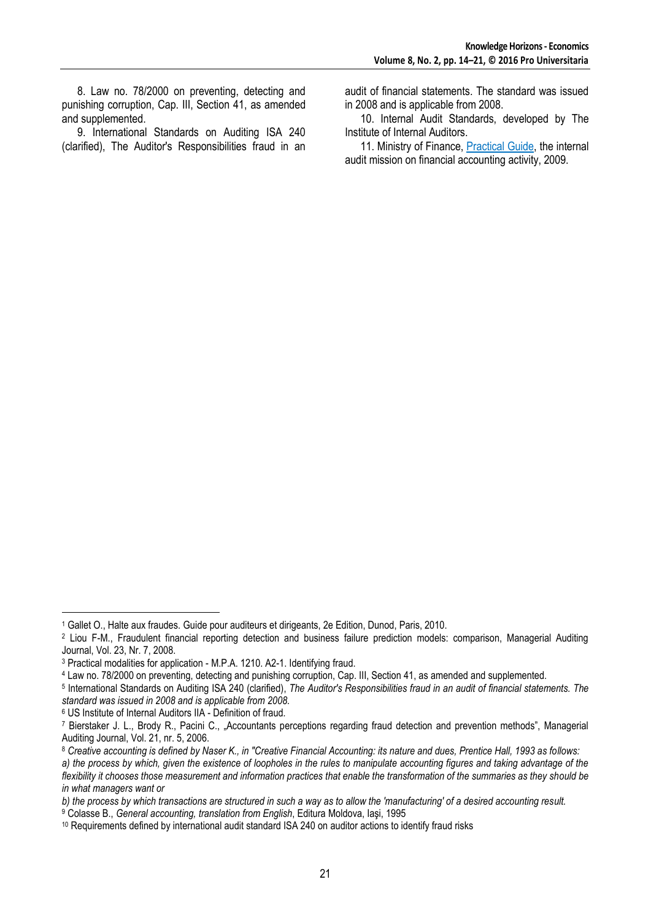8. Law no. 78/2000 on preventing, detecting and punishing corruption, Cap. III, Section 41, as amended and supplemented.

9. International Standards on Auditing ISA 240 (clarified), The Auditor's Responsibilities fraud in an audit of financial statements. The standard was issued in 2008 and is applicable from 2008.

10. Internal Audit Standards, developed by The Institute of Internal Auditors.

11. Ministry of Finance, Practical Guide, the internal audit mission on financial accounting activity, 2009.

---

[1] Gallet O., Halte aux fraudes. Guide pour auditeurs et dirigeants, 2e Edition, Dunod, Paris, 2010.

[2] Liou F-M., Fraudulent financial reporting detection and business failure prediction models: comparison, Managerial Auditing Journal, Vol. 23, Nr. 7, 2008.

[3] Practical modalities for application - M.P.A. 1210. A2-1. Identifying fraud.

[4] Law no. 78/2000 on preventing, detecting and punishing corruption, Cap. III, Section 41, as amended and supplemented.

[5] International Standards on Auditing ISA 240 (clarified), *The Auditor's Responsibilities fraud in an audit of financial statements. The standard was issued in 2008 and is applicable from 2008.*

[6] US Institute of Internal Auditors IIA - Definition of fraud.

[7] Bierstaker J. L., Brody R., Pacini C., „Accountants perceptions regarding fraud detection and prevention methods", Managerial Auditing Journal, Vol. 21, nr. 5, 2006.

[8] *Creative accounting is defined by Naser K., in "Creative Financial Accounting: its nature and dues, Prentice Hall, 1993 as follows:*
*a) the process by which, given the existence of loopholes in the rules to manipulate accounting figures and taking advantage of the flexibility it chooses those measurement and information practices that enable the transformation of the summaries as they should be in what managers want or*
*b) the process by which transactions are structured in such a way as to allow the 'manufacturing' of a desired accounting result.*

[9] Colasse B., *General accounting, translation from English*, Editura Moldova, Iaşi, 1995

[10] Requirements defined by international audit standard ISA 240 on auditor actions to identify fraud risks